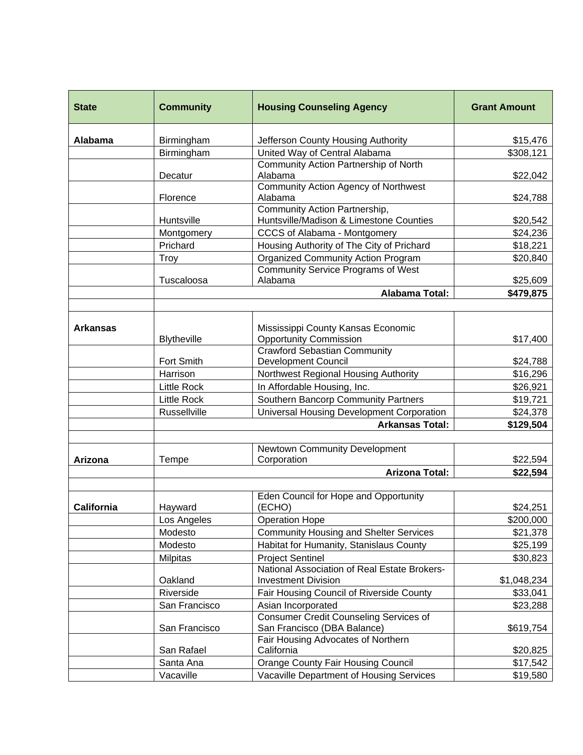| State | Community | Housing Counseling Agency | Grant Amount |
|---|---|---|---|
| **Alabama** | Birmingham | Jefferson County Housing Authority | $15,476 |
| | Birmingham | United Way of Central Alabama | $308,121 |
| | Decatur | Community Action Partnership of North Alabama | $22,042 |
| | Florence | Community Action Agency of Northwest Alabama | $24,788 |
| | Huntsville | Community Action Partnership, Huntsville/Madison & Limestone Counties | $20,542 |
| | Montgomery | CCCS of Alabama - Montgomery | $24,236 |
| | Prichard | Housing Authority of The City of Prichard | $18,221 |
| | Troy | Organized Community Action Program | $20,840 |
| | Tuscaloosa | Community Service Programs of West Alabama | $25,609 |
| | | **Alabama Total:** | **$479,875** |
| | | | |
| **Arkansas** | Blytheville | Mississippi County Kansas Economic Opportunity Commission | $17,400 |
| | Fort Smith | Crawford Sebastian Community Development Council | $24,788 |
| | Harrison | Northwest Regional Housing Authority | $16,296 |
| | Little Rock | In Affordable Housing, Inc. | $26,921 |
| | Little Rock | Southern Bancorp Community Partners | $19,721 |
| | Russellville | Universal Housing Development Corporation | $24,378 |
| | | **Arkansas Total:** | **$129,504** |
| | | | |
| **Arizona** | Tempe | Newtown Community Development Corporation | $22,594 |
| | | **Arizona Total:** | **$22,594** |
| | | | |
| **California** | Hayward | Eden Council for Hope and Opportunity (ECHO) | $24,251 |
| | Los Angeles | Operation Hope | $200,000 |
| | Modesto | Community Housing and Shelter Services | $21,378 |
| | Modesto | Habitat for Humanity, Stanislaus County | $25,199 |
| | Milpitas | Project Sentinel | $30,823 |
| | Oakland | National Association of Real Estate Brokers-Investment Division | $1,048,234 |
| | Riverside | Fair Housing Council of Riverside County | $33,041 |
| | San Francisco | Asian Incorporated | $23,288 |
| | San Francisco | Consumer Credit Counseling Services of San Francisco (DBA Balance) | $619,754 |
| | San Rafael | Fair Housing Advocates of Northern California | $20,825 |
| | Santa Ana | Orange County Fair Housing Council | $17,542 |
| | Vacaville | Vacaville Department of Housing Services | $19,580 |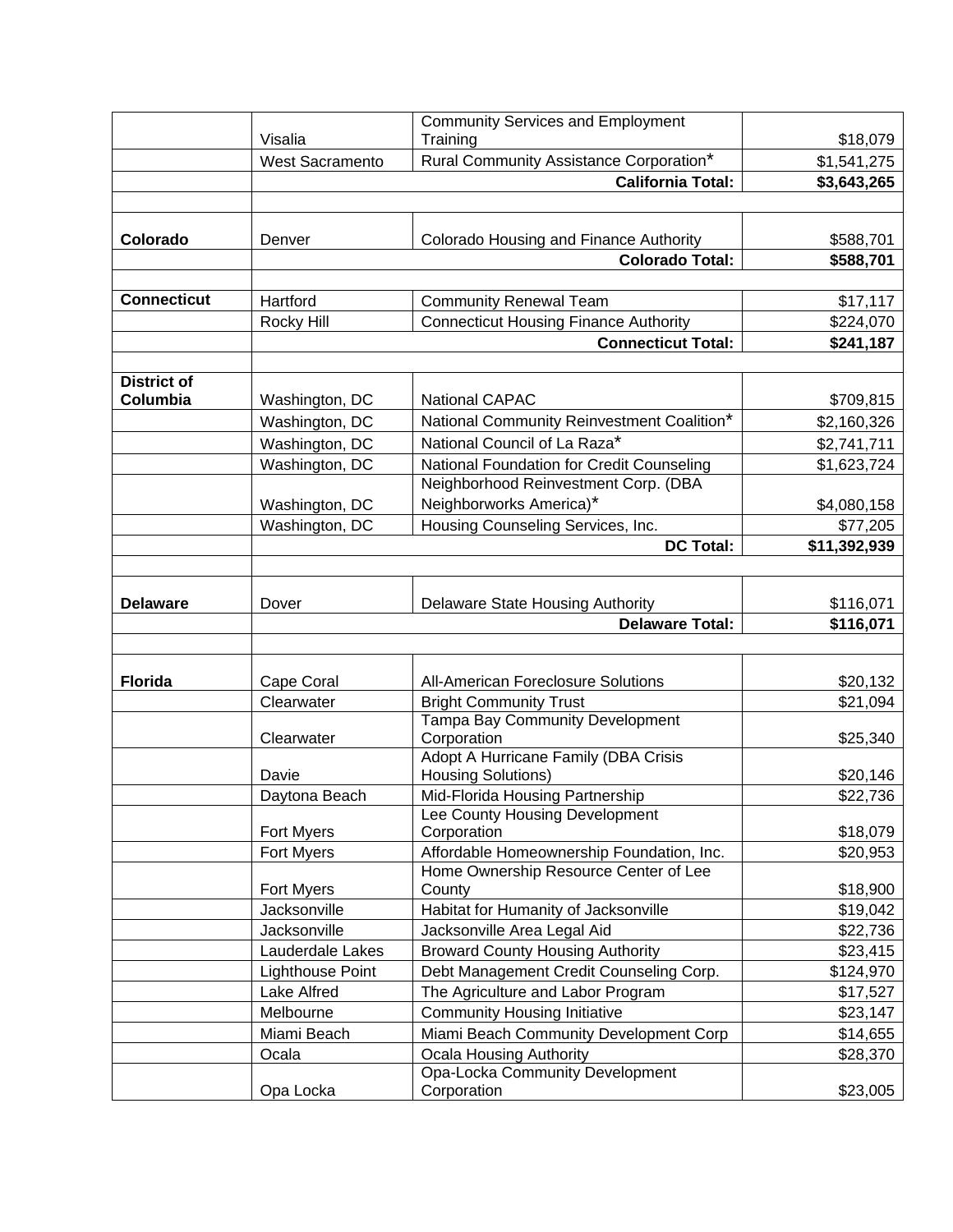| | | | |
|---|---|---|---|
| | Visalia | Community Services and Employment Training | $18,079 |
| | West Sacramento | Rural Community Assistance Corporation* | $1,541,275 |
| | | **California Total:** | **$3,643,265** |
| | | | |
| **Colorado** | Denver | Colorado Housing and Finance Authority | $588,701 |
| | | **Colorado Total:** | **$588,701** |
| | | | |
| **Connecticut** | Hartford | Community Renewal Team | $17,117 |
| | Rocky Hill | Connecticut Housing Finance Authority | $224,070 |
| | | **Connecticut Total:** | **$241,187** |
| | | | |
| **District of Columbia** | Washington, DC | National CAPAC | $709,815 |
| | Washington, DC | National Community Reinvestment Coalition* | $2,160,326 |
| | Washington, DC | National Council of La Raza* | $2,741,711 |
| | Washington, DC | National Foundation for Credit Counseling | $1,623,724 |
| | Washington, DC | Neighborhood Reinvestment Corp. (DBA Neighborworks America)* | $4,080,158 |
| | Washington, DC | Housing Counseling Services, Inc. | $77,205 |
| | | **DC Total:** | **$11,392,939** |
| | | | |
| **Delaware** | Dover | Delaware State Housing Authority | $116,071 |
| | | **Delaware Total:** | **$116,071** |
| | | | |
| **Florida** | Cape Coral | All-American Foreclosure Solutions | $20,132 |
| | Clearwater | Bright Community Trust | $21,094 |
| | Clearwater | Tampa Bay Community Development Corporation | $25,340 |
| | Davie | Adopt A Hurricane Family (DBA Crisis Housing Solutions) | $20,146 |
| | Daytona Beach | Mid-Florida Housing Partnership | $22,736 |
| | Fort Myers | Lee County Housing Development Corporation | $18,079 |
| | Fort Myers | Affordable Homeownership Foundation, Inc. | $20,953 |
| | Fort Myers | Home Ownership Resource Center of Lee County | $18,900 |
| | Jacksonville | Habitat for Humanity of Jacksonville | $19,042 |
| | Jacksonville | Jacksonville Area Legal Aid | $22,736 |
| | Lauderdale Lakes | Broward County Housing Authority | $23,415 |
| | Lighthouse Point | Debt Management Credit Counseling Corp. | $124,970 |
| | Lake Alfred | The Agriculture and Labor Program | $17,527 |
| | Melbourne | Community Housing Initiative | $23,147 |
| | Miami Beach | Miami Beach Community Development Corp | $14,655 |
| | Ocala | Ocala Housing Authority | $28,370 |
| | Opa Locka | Opa-Locka Community Development Corporation | $23,005 |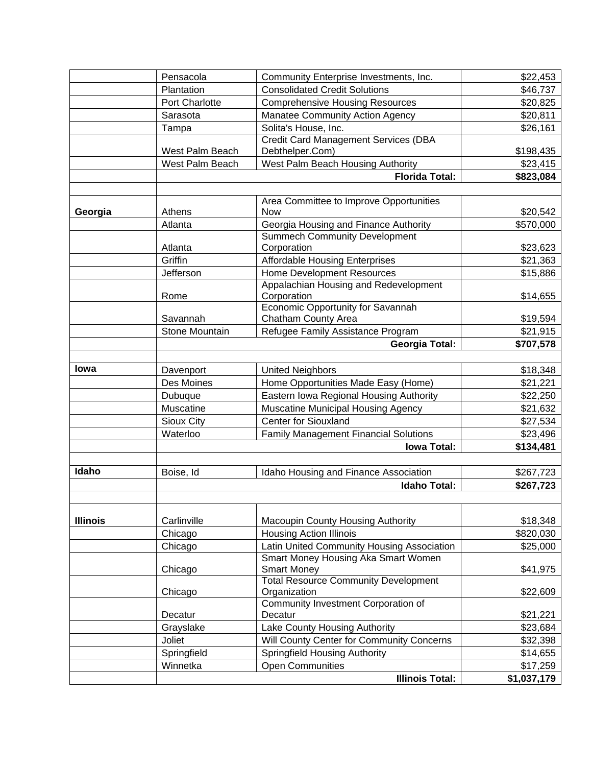| | | | |
|---|---|---|---|
| | Pensacola | Community Enterprise Investments, Inc. | $22,453 |
| | Plantation | Consolidated Credit Solutions | $46,737 |
| | Port Charlotte | Comprehensive Housing Resources | $20,825 |
| | Sarasota | Manatee Community Action Agency | $20,811 |
| | Tampa | Solita's House, Inc. | $26,161 |
| | West Palm Beach | Credit Card Management Services (DBA Debthelper.Com) | $198,435 |
| | West Palm Beach | West Palm Beach Housing Authority | $23,415 |
| | | **Florida Total:** | **$823,084** |
| | | | |
| **Georgia** | Athens | Area Committee to Improve Opportunities Now | $20,542 |
| | Atlanta | Georgia Housing and Finance Authority | $570,000 |
| | Atlanta | Summech Community Development Corporation | $23,623 |
| | Griffin | Affordable Housing Enterprises | $21,363 |
| | Jefferson | Home Development Resources | $15,886 |
| | Rome | Appalachian Housing and Redevelopment Corporation | $14,655 |
| | Savannah | Economic Opportunity for Savannah Chatham County Area | $19,594 |
| | Stone Mountain | Refugee Family Assistance Program | $21,915 |
| | | **Georgia Total:** | **$707,578** |
| | | | |
| **Iowa** | Davenport | United Neighbors | $18,348 |
| | Des Moines | Home Opportunities Made Easy (Home) | $21,221 |
| | Dubuque | Eastern Iowa Regional Housing Authority | $22,250 |
| | Muscatine | Muscatine Municipal Housing Agency | $21,632 |
| | Sioux City | Center for Siouxland | $27,534 |
| | Waterloo | Family Management Financial Solutions | $23,496 |
| | | **Iowa Total:** | **$134,481** |
| | | | |
| **Idaho** | Boise, Id | Idaho Housing and Finance Association | $267,723 |
| | | **Idaho Total:** | **$267,723** |
| | | | |
| **Illinois** | Carlinville | Macoupin County Housing Authority | $18,348 |
| | Chicago | Housing Action Illinois | $820,030 |
| | Chicago | Latin United Community Housing Association | $25,000 |
| | Chicago | Smart Money Housing Aka Smart Women Smart Money | $41,975 |
| | Chicago | Total Resource Community Development Organization | $22,609 |
| | Decatur | Community Investment Corporation of Decatur | $21,221 |
| | Grayslake | Lake County Housing Authority | $23,684 |
| | Joliet | Will County Center for Community Concerns | $32,398 |
| | Springfield | Springfield Housing Authority | $14,655 |
| | Winnetka | Open Communities | $17,259 |
| | | **Illinois Total:** | **$1,037,179** |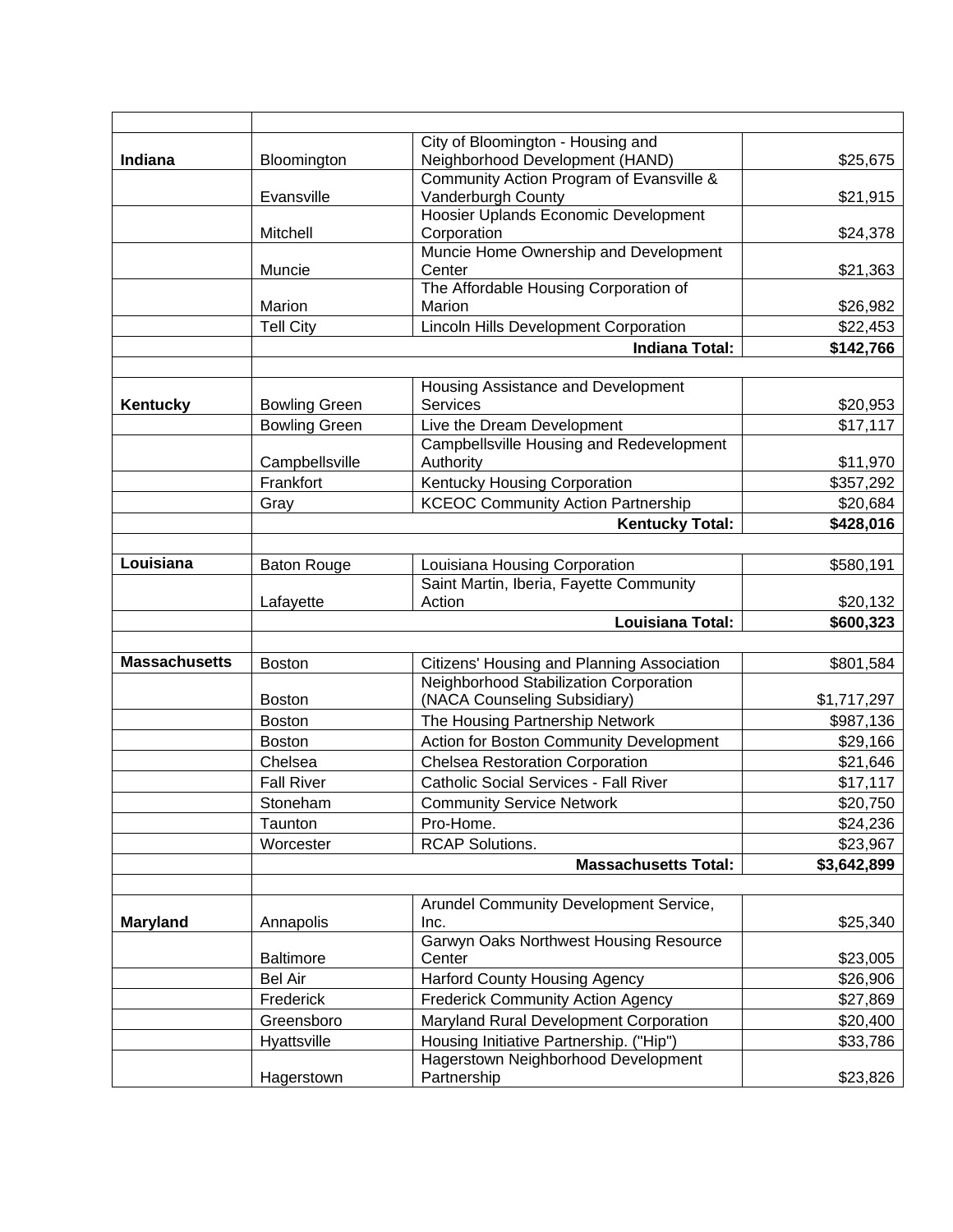| | | | |
|---|---|---|---|
| **Indiana** | Bloomington | City of Bloomington - Housing and Neighborhood Development (HAND) | $25,675 |
| | Evansville | Community Action Program of Evansville & Vanderburgh County | $21,915 |
| | Mitchell | Hoosier Uplands Economic Development Corporation | $24,378 |
| | Muncie | Muncie Home Ownership and Development Center | $21,363 |
| | Marion | The Affordable Housing Corporation of Marion | $26,982 |
| | Tell City | Lincoln Hills Development Corporation | $22,453 |
| | | **Indiana Total:** | **$142,766** |
| | | | |
| **Kentucky** | Bowling Green | Housing Assistance and Development Services | $20,953 |
| | Bowling Green | Live the Dream Development | $17,117 |
| | Campbellsville | Campbellsville Housing and Redevelopment Authority | $11,970 |
| | Frankfort | Kentucky Housing Corporation | $357,292 |
| | Gray | KCEOC Community Action Partnership | $20,684 |
| | | **Kentucky Total:** | **$428,016** |
| | | | |
| **Louisiana** | Baton Rouge | Louisiana Housing Corporation | $580,191 |
| | Lafayette | Saint Martin, Iberia, Fayette Community Action | $20,132 |
| | | **Louisiana Total:** | **$600,323** |
| | | | |
| **Massachusetts** | Boston | Citizens' Housing and Planning Association | $801,584 |
| | Boston | Neighborhood Stabilization Corporation (NACA Counseling Subsidiary) | $1,717,297 |
| | Boston | The Housing Partnership Network | $987,136 |
| | Boston | Action for Boston Community Development | $29,166 |
| | Chelsea | Chelsea Restoration Corporation | $21,646 |
| | Fall River | Catholic Social Services - Fall River | $17,117 |
| | Stoneham | Community Service Network | $20,750 |
| | Taunton | Pro-Home. | $24,236 |
| | Worcester | RCAP Solutions. | $23,967 |
| | | **Massachusetts Total:** | **$3,642,899** |
| | | | |
| **Maryland** | Annapolis | Arundel Community Development Service, Inc. | $25,340 |
| | Baltimore | Garwyn Oaks Northwest Housing Resource Center | $23,005 |
| | Bel Air | Harford County Housing Agency | $26,906 |
| | Frederick | Frederick Community Action Agency | $27,869 |
| | Greensboro | Maryland Rural Development Corporation | $20,400 |
| | Hyattsville | Housing Initiative Partnership. ("Hip") | $33,786 |
| | Hagerstown | Hagerstown Neighborhood Development Partnership | $23,826 |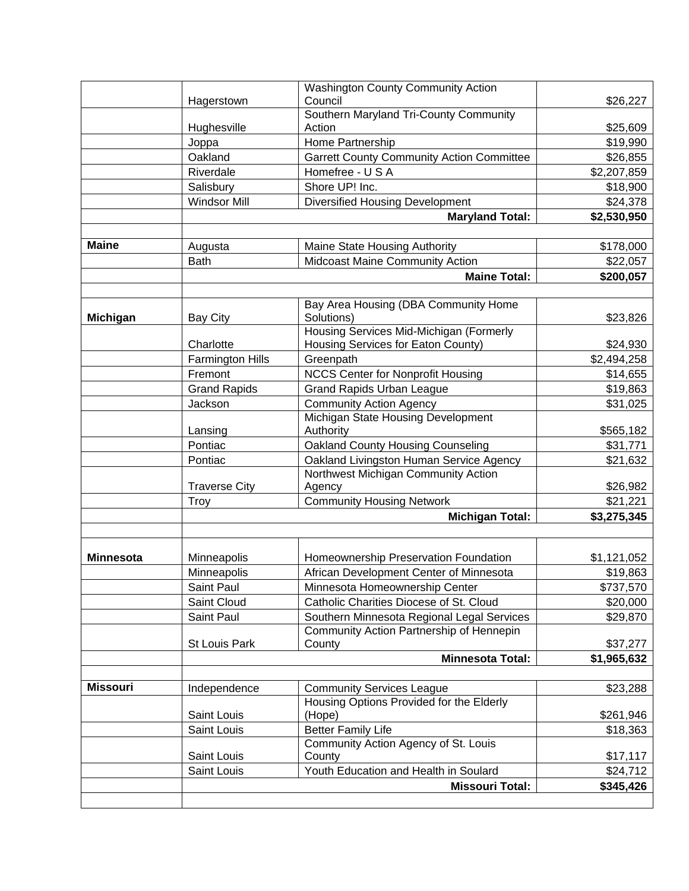| | | | |
|---|---|---|---|
| | Hagerstown | Washington County Community Action Council | $26,227 |
| | Hughesville | Southern Maryland Tri-County Community Action | $25,609 |
| | Joppa | Home Partnership | $19,990 |
| | Oakland | Garrett County Community Action Committee | $26,855 |
| | Riverdale | Homefree - U S A | $2,207,859 |
| | Salisbury | Shore UP! Inc. | $18,900 |
| | Windsor Mill | Diversified Housing Development | $24,378 |
| | | **Maryland Total:** | **$2,530,950** |
| | | | |
| **Maine** | Augusta | Maine State Housing Authority | $178,000 |
| | Bath | Midcoast Maine Community Action | $22,057 |
| | | **Maine Total:** | **$200,057** |
| | | | |
| **Michigan** | Bay City | Bay Area Housing (DBA Community Home Solutions) | $23,826 |
| | Charlotte | Housing Services Mid-Michigan (Formerly Housing Services for Eaton County) | $24,930 |
| | Farmington Hills | Greenpath | $2,494,258 |
| | Fremont | NCCS Center for Nonprofit Housing | $14,655 |
| | Grand Rapids | Grand Rapids Urban League | $19,863 |
| | Jackson | Community Action Agency | $31,025 |
| | Lansing | Michigan State Housing Development Authority | $565,182 |
| | Pontiac | Oakland County Housing Counseling | $31,771 |
| | Pontiac | Oakland Livingston Human Service Agency | $21,632 |
| | Traverse City | Northwest Michigan Community Action Agency | $26,982 |
| | Troy | Community Housing Network | $21,221 |
| | | **Michigan Total:** | **$3,275,345** |
| | | | |
| **Minnesota** | Minneapolis | Homeownership Preservation Foundation | $1,121,052 |
| | Minneapolis | African Development Center of Minnesota | $19,863 |
| | Saint Paul | Minnesota Homeownership Center | $737,570 |
| | Saint Cloud | Catholic Charities Diocese of St. Cloud | $20,000 |
| | Saint Paul | Southern Minnesota Regional Legal Services | $29,870 |
| | St Louis Park | Community Action Partnership of Hennepin County | $37,277 |
| | | **Minnesota Total:** | **$1,965,632** |
| | | | |
| **Missouri** | Independence | Community Services League | $23,288 |
| | Saint Louis | Housing Options Provided for the Elderly (Hope) | $261,946 |
| | Saint Louis | Better Family Life | $18,363 |
| | Saint Louis | Community Action Agency of St. Louis County | $17,117 |
| | Saint Louis | Youth Education and Health in Soulard | $24,712 |
| | | **Missouri Total:** | **$345,426** |
| | | | |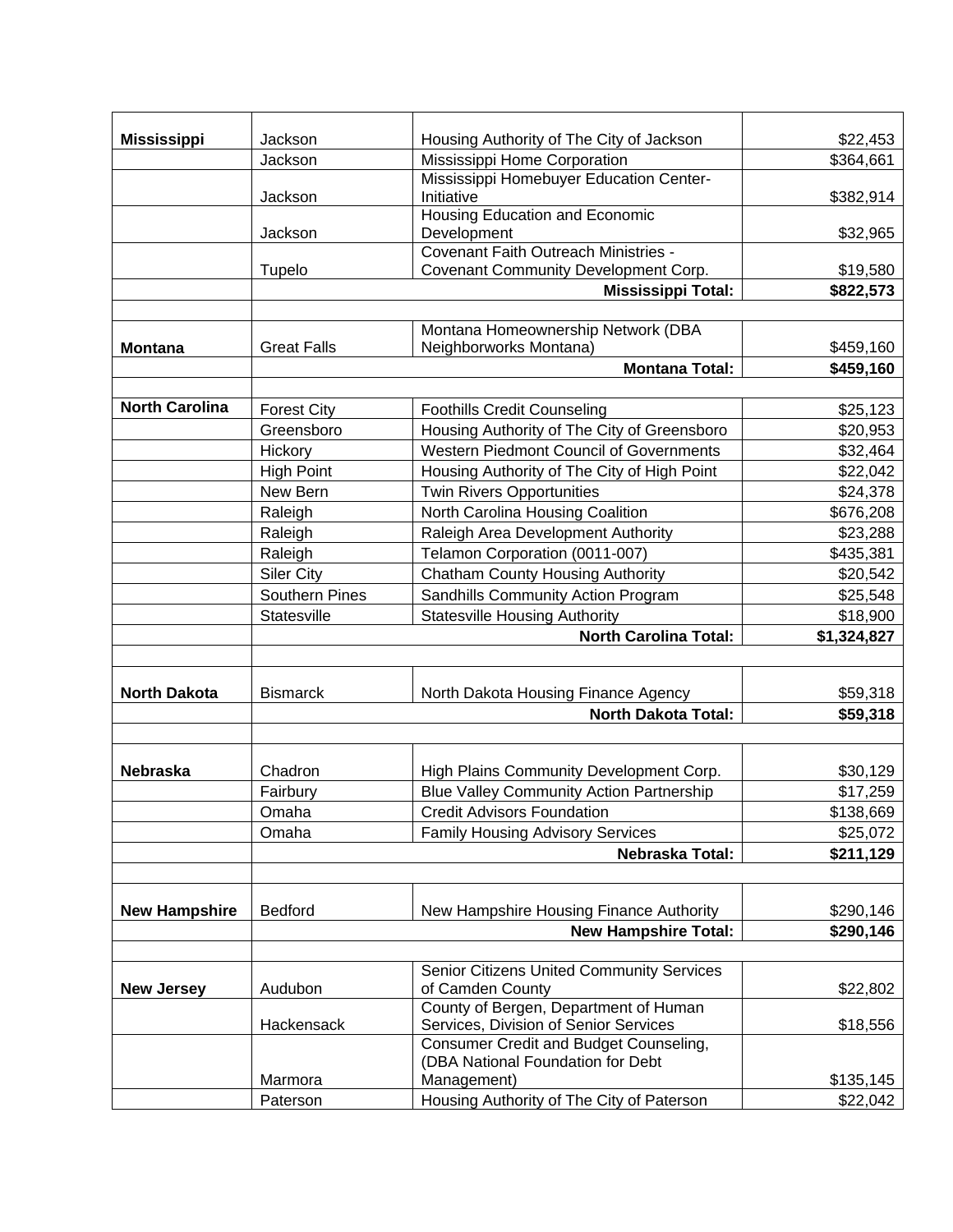| | | | |
|---|---|---|---|
| **Mississippi** | Jackson | Housing Authority of The City of Jackson | $22,453 |
| | Jackson | Mississippi Home Corporation | $364,661 |
| | Jackson | Mississippi Homebuyer Education Center-Initiative | $382,914 |
| | Jackson | Housing Education and Economic Development | $32,965 |
| | Tupelo | Covenant Faith Outreach Ministries - Covenant Community Development Corp. | $19,580 |
| | | **Mississippi Total:** | **$822,573** |
| | | | |
| **Montana** | Great Falls | Montana Homeownership Network (DBA Neighborworks Montana) | $459,160 |
| | | **Montana Total:** | **$459,160** |
| | | | |
| **North Carolina** | Forest City | Foothills Credit Counseling | $25,123 |
| | Greensboro | Housing Authority of The City of Greensboro | $20,953 |
| | Hickory | Western Piedmont Council of Governments | $32,464 |
| | High Point | Housing Authority of The City of High Point | $22,042 |
| | New Bern | Twin Rivers Opportunities | $24,378 |
| | Raleigh | North Carolina Housing Coalition | $676,208 |
| | Raleigh | Raleigh Area Development Authority | $23,288 |
| | Raleigh | Telamon Corporation (0011-007) | $435,381 |
| | Siler City | Chatham County Housing Authority | $20,542 |
| | Southern Pines | Sandhills Community Action Program | $25,548 |
| | Statesville | Statesville Housing Authority | $18,900 |
| | | **North Carolina Total:** | **$1,324,827** |
| | | | |
| **North Dakota** | Bismarck | North Dakota Housing Finance Agency | $59,318 |
| | | **North Dakota Total:** | **$59,318** |
| | | | |
| **Nebraska** | Chadron | High Plains Community Development Corp. | $30,129 |
| | Fairbury | Blue Valley Community Action Partnership | $17,259 |
| | Omaha | Credit Advisors Foundation | $138,669 |
| | Omaha | Family Housing Advisory Services | $25,072 |
| | | **Nebraska Total:** | **$211,129** |
| | | | |
| **New Hampshire** | Bedford | New Hampshire Housing Finance Authority | $290,146 |
| | | **New Hampshire Total:** | **$290,146** |
| | | | |
| **New Jersey** | Audubon | Senior Citizens United Community Services of Camden County | $22,802 |
| | Hackensack | County of Bergen, Department of Human Services, Division of Senior Services | $18,556 |
| | Marmora | Consumer Credit and Budget Counseling, (DBA National Foundation for Debt Management) | $135,145 |
| | Paterson | Housing Authority of The City of Paterson | $22,042 |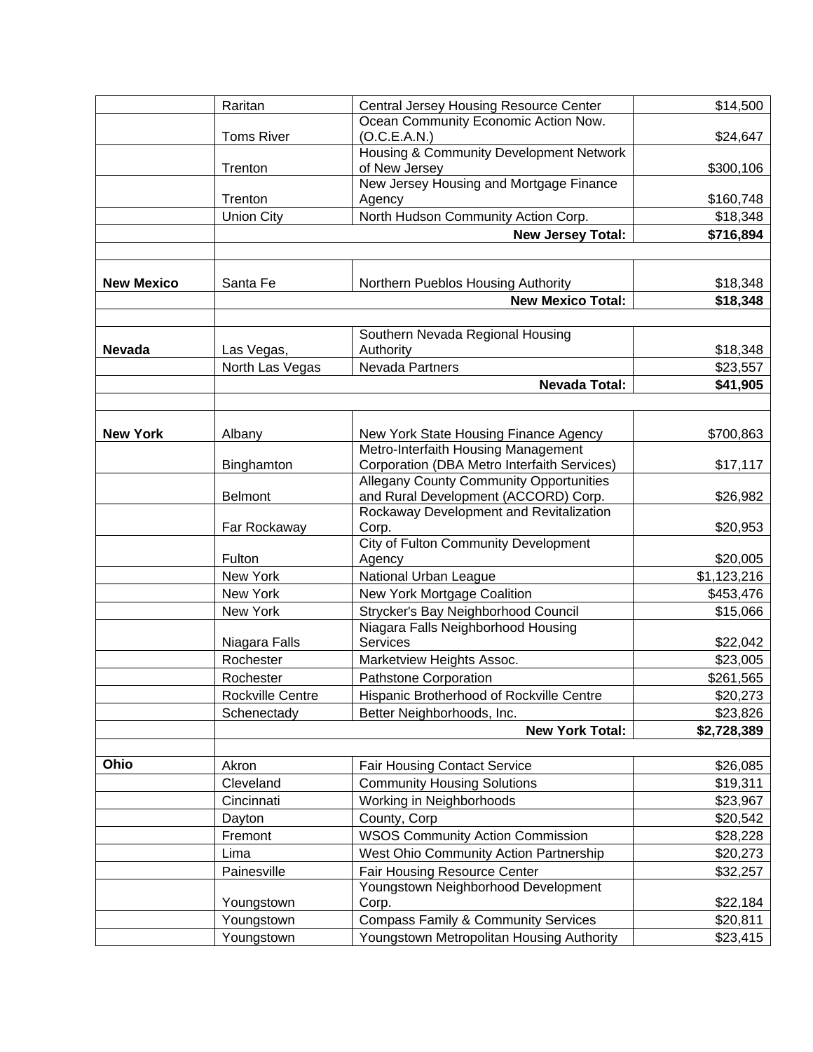| | | | |
|---|---|---|---|
| | Raritan | Central Jersey Housing Resource Center | $14,500 |
| | Toms River | Ocean Community Economic Action Now. (O.C.E.A.N.) | $24,647 |
| | Trenton | Housing & Community Development Network of New Jersey | $300,106 |
| | Trenton | New Jersey Housing and Mortgage Finance Agency | $160,748 |
| | Union City | North Hudson Community Action Corp. | $18,348 |
| | | **New Jersey Total:** | **$716,894** |
| | | | |
| **New Mexico** | Santa Fe | Northern Pueblos Housing Authority | $18,348 |
| | | **New Mexico Total:** | **$18,348** |
| | | | |
| **Nevada** | Las Vegas, | Southern Nevada Regional Housing Authority | $18,348 |
| | North Las Vegas | Nevada Partners | $23,557 |
| | | **Nevada Total:** | **$41,905** |
| | | | |
| **New York** | Albany | New York State Housing Finance Agency | $700,863 |
| | Binghamton | Metro-Interfaith Housing Management Corporation (DBA Metro Interfaith Services) | $17,117 |
| | Belmont | Allegany County Community Opportunities and Rural Development (ACCORD) Corp. | $26,982 |
| | Far Rockaway | Rockaway Development and Revitalization Corp. | $20,953 |
| | Fulton | City of Fulton Community Development Agency | $20,005 |
| | New York | National Urban League | $1,123,216 |
| | New York | New York Mortgage Coalition | $453,476 |
| | New York | Strycker's Bay Neighborhood Council | $15,066 |
| | Niagara Falls | Niagara Falls Neighborhood Housing Services | $22,042 |
| | Rochester | Marketview Heights Assoc. | $23,005 |
| | Rochester | Pathstone Corporation | $261,565 |
| | Rockville Centre | Hispanic Brotherhood of Rockville Centre | $20,273 |
| | Schenectady | Better Neighborhoods, Inc. | $23,826 |
| | | **New York Total:** | **$2,728,389** |
| | | | |
| **Ohio** | Akron | Fair Housing Contact Service | $26,085 |
| | Cleveland | Community Housing Solutions | $19,311 |
| | Cincinnati | Working in Neighborhoods | $23,967 |
| | Dayton | County, Corp | $20,542 |
| | Fremont | WSOS Community Action Commission | $28,228 |
| | Lima | West Ohio Community Action Partnership | $20,273 |
| | Painesville | Fair Housing Resource Center | $32,257 |
| | Youngstown | Youngstown Neighborhood Development Corp. | $22,184 |
| | Youngstown | Compass Family & Community Services | $20,811 |
| | Youngstown | Youngstown Metropolitan Housing Authority | $23,415 |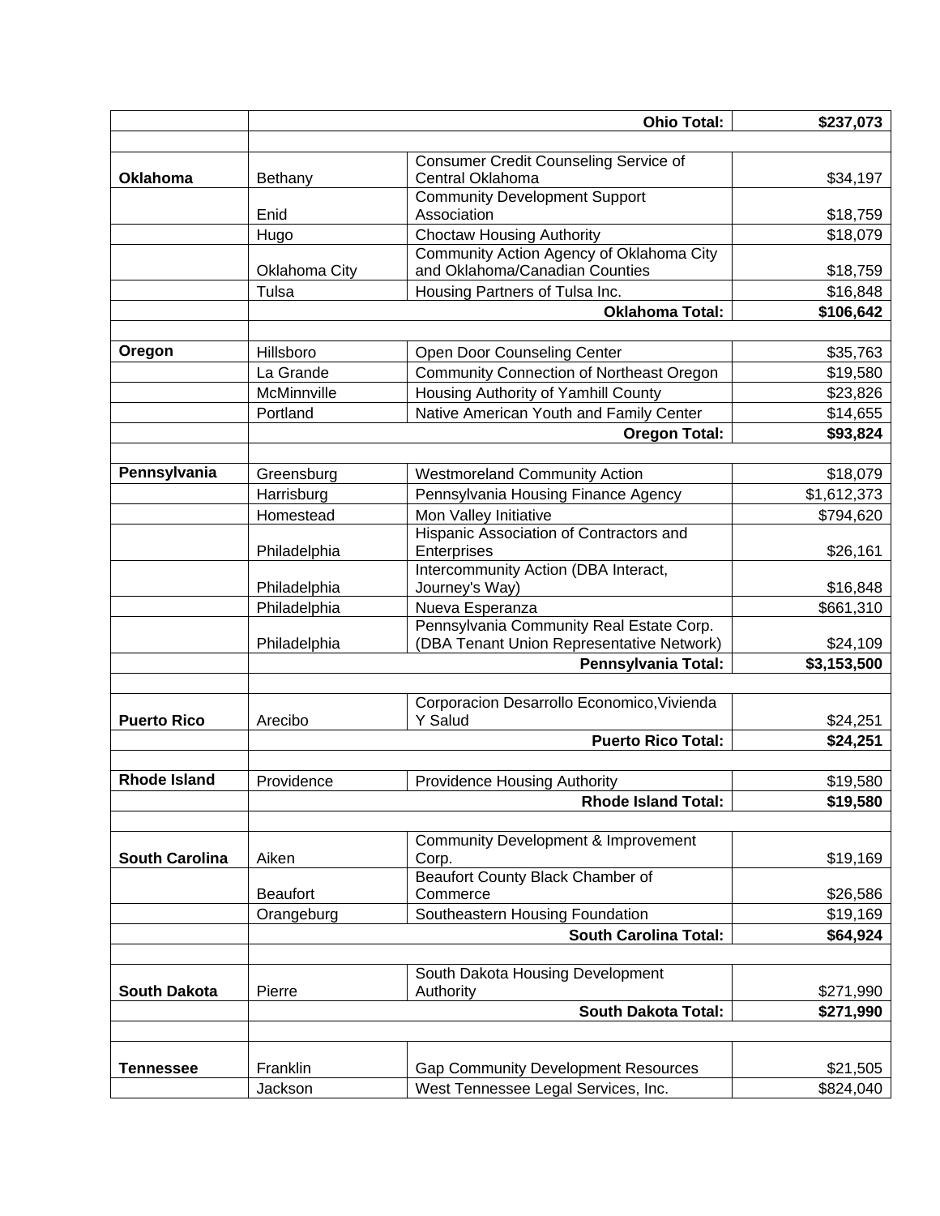| | | | |
|---|---|---|---|
| | | **Ohio Total:** | **$237,073** |
| | | | |
| **Oklahoma** | Bethany | Consumer Credit Counseling Service of Central Oklahoma | $34,197 |
| | Enid | Community Development Support Association | $18,759 |
| | Hugo | Choctaw Housing Authority | $18,079 |
| | Oklahoma City | Community Action Agency of Oklahoma City and Oklahoma/Canadian Counties | $18,759 |
| | Tulsa | Housing Partners of Tulsa Inc. | $16,848 |
| | | **Oklahoma Total:** | **$106,642** |
| | | | |
| **Oregon** | Hillsboro | Open Door Counseling Center | $35,763 |
| | La Grande | Community Connection of Northeast Oregon | $19,580 |
| | McMinnville | Housing Authority of Yamhill County | $23,826 |
| | Portland | Native American Youth and Family Center | $14,655 |
| | | **Oregon Total:** | **$93,824** |
| | | | |
| **Pennsylvania** | Greensburg | Westmoreland Community Action | $18,079 |
| | Harrisburg | Pennsylvania Housing Finance Agency | $1,612,373 |
| | Homestead | Mon Valley Initiative | $794,620 |
| | Philadelphia | Hispanic Association of Contractors and Enterprises | $26,161 |
| | Philadelphia | Intercommunity Action (DBA Interact, Journey's Way) | $16,848 |
| | Philadelphia | Nueva Esperanza | $661,310 |
| | Philadelphia | Pennsylvania Community Real Estate Corp. (DBA Tenant Union Representative Network) | $24,109 |
| | | **Pennsylvania Total:** | **$3,153,500** |
| | | | |
| **Puerto Rico** | Arecibo | Corporacion Desarrollo Economico,Vivienda Y Salud | $24,251 |
| | | **Puerto Rico Total:** | **$24,251** |
| | | | |
| **Rhode Island** | Providence | Providence Housing Authority | $19,580 |
| | | **Rhode Island Total:** | **$19,580** |
| | | | |
| **South Carolina** | Aiken | Community Development & Improvement Corp. | $19,169 |
| | Beaufort | Beaufort County Black Chamber of Commerce | $26,586 |
| | Orangeburg | Southeastern Housing Foundation | $19,169 |
| | | **South Carolina Total:** | **$64,924** |
| | | | |
| **South Dakota** | Pierre | South Dakota Housing Development Authority | $271,990 |
| | | **South Dakota Total:** | **$271,990** |
| | | | |
| **Tennessee** | Franklin | Gap Community Development Resources | $21,505 |
| | Jackson | West Tennessee Legal Services, Inc. | $824,040 |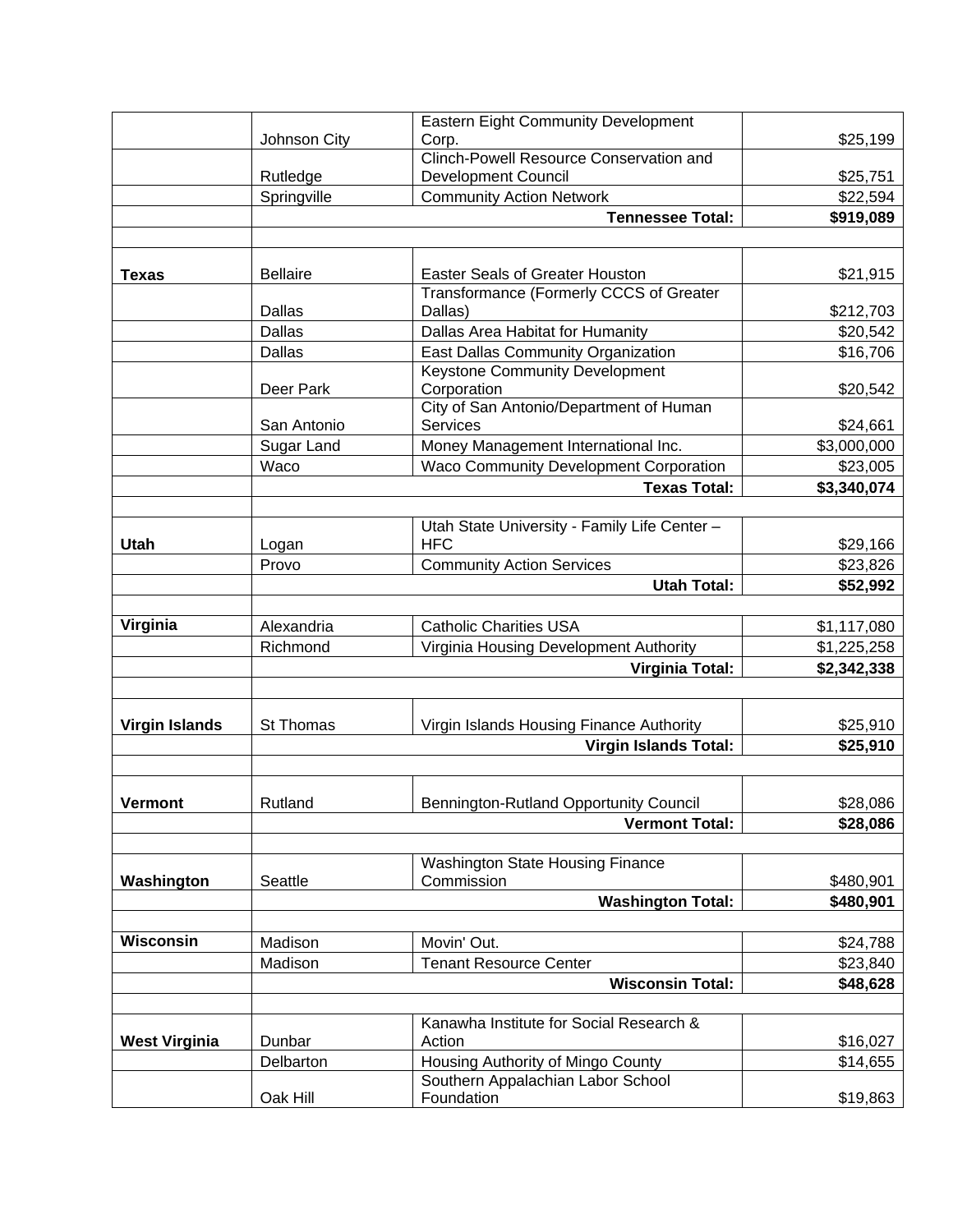|  |  |  |  |
|---|---|---|---|
|  | Johnson City | Eastern Eight Community Development Corp. | $25,199 |
|  | Rutledge | Clinch-Powell Resource Conservation and Development Council | $25,751 |
|  | Springville | Community Action Network | $22,594 |
|  |  | **Tennessee Total:** | **$919,089** |
|  |  |  |  |
| **Texas** | Bellaire | Easter Seals of Greater Houston | $21,915 |
|  | Dallas | Transformance (Formerly CCCS of Greater Dallas) | $212,703 |
|  | Dallas | Dallas Area Habitat for Humanity | $20,542 |
|  | Dallas | East Dallas Community Organization | $16,706 |
|  | Deer Park | Keystone Community Development Corporation | $20,542 |
|  | San Antonio | City of San Antonio/Department of Human Services | $24,661 |
|  | Sugar Land | Money Management International Inc. | $3,000,000 |
|  | Waco | Waco Community Development Corporation | $23,005 |
|  |  | **Texas Total:** | **$3,340,074** |
|  |  |  |  |
| **Utah** | Logan | Utah State University - Family Life Center – HFC | $29,166 |
|  | Provo | Community Action Services | $23,826 |
|  |  | **Utah Total:** | **$52,992** |
|  |  |  |  |
| **Virginia** | Alexandria | Catholic Charities USA | $1,117,080 |
|  | Richmond | Virginia Housing Development Authority | $1,225,258 |
|  |  | **Virginia Total:** | **$2,342,338** |
|  |  |  |  |
| **Virgin Islands** | St Thomas | Virgin Islands Housing Finance Authority | $25,910 |
|  |  | **Virgin Islands Total:** | **$25,910** |
|  |  |  |  |
| **Vermont** | Rutland | Bennington-Rutland Opportunity Council | $28,086 |
|  |  | **Vermont Total:** | **$28,086** |
|  |  |  |  |
| **Washington** | Seattle | Washington State Housing Finance Commission | $480,901 |
|  |  | **Washington Total:** | **$480,901** |
|  |  |  |  |
| **Wisconsin** | Madison | Movin' Out. | $24,788 |
|  | Madison | Tenant Resource Center | $23,840 |
|  |  | **Wisconsin Total:** | **$48,628** |
|  |  |  |  |
| **West Virginia** | Dunbar | Kanawha Institute for Social Research & Action | $16,027 |
|  | Delbarton | Housing Authority of Mingo County | $14,655 |
|  | Oak Hill | Southern Appalachian Labor School Foundation | $19,863 |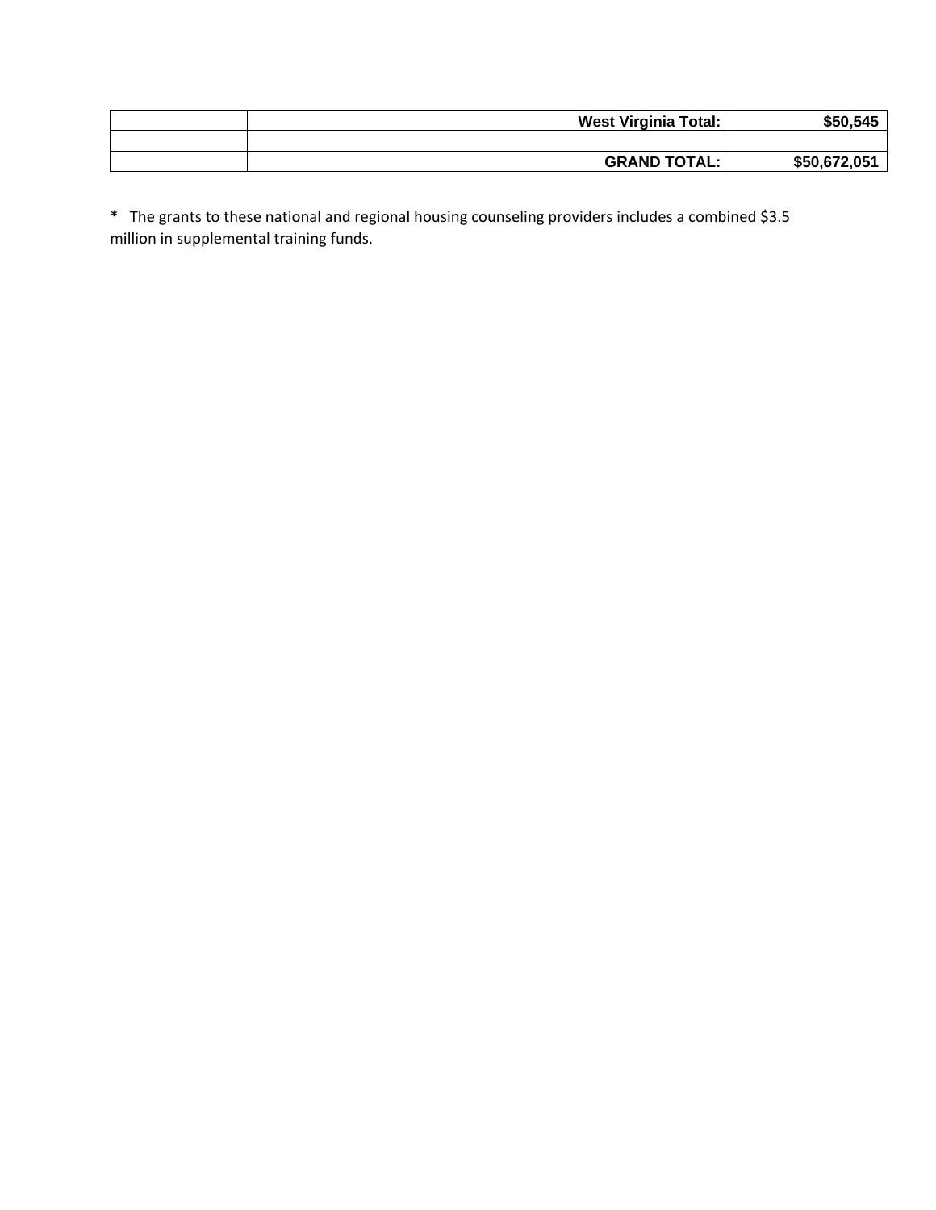| | | |
|---|---|---|
| | **West Virginia Total:** | **$50,545** |
| | | |
| | **GRAND TOTAL:** | **$50,672,051** |

* The grants to these national and regional housing counseling providers includes a combined $3.5 million in supplemental training funds.